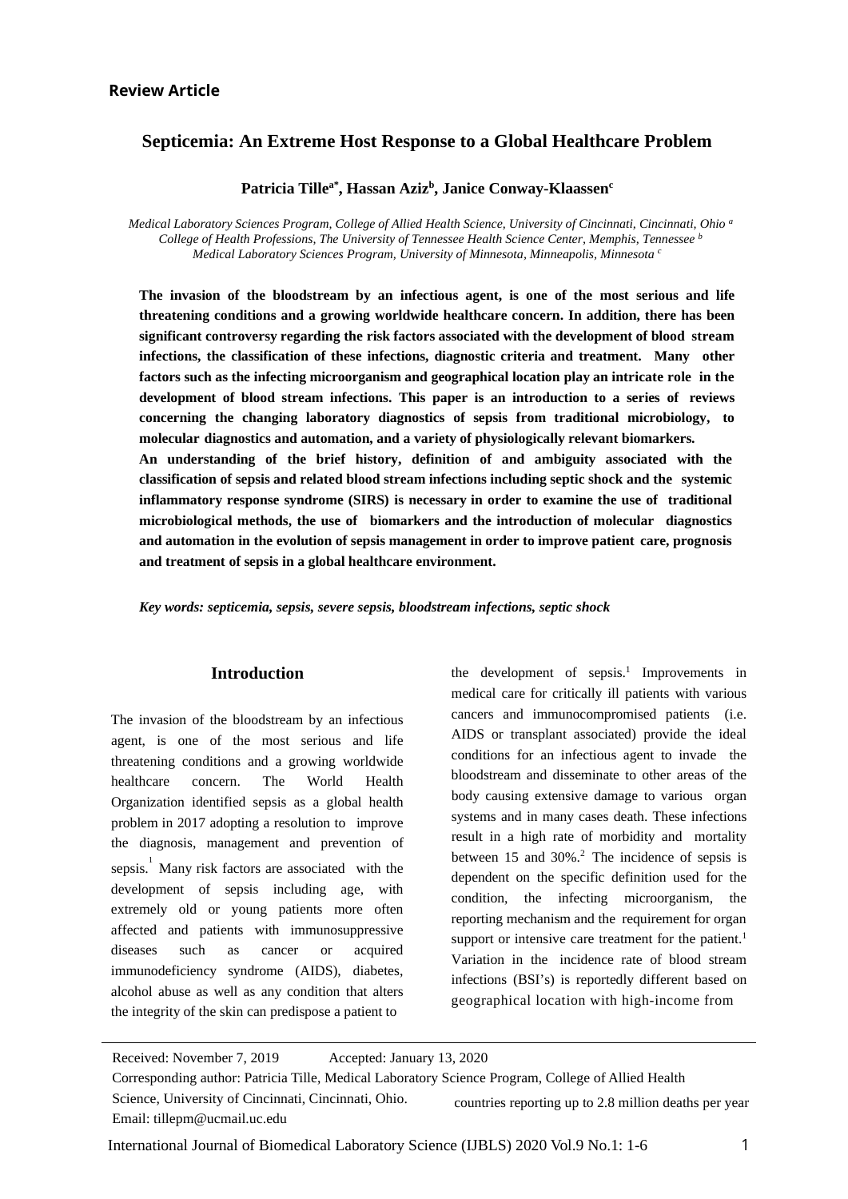**Review Article**

# Septicemia: An Extreme Host Response to a Global Healthcare Problem

**Patricia Tille[a*], Hassan Aziz[b], Janice Conway-Klaassen[c]**

*Medical Laboratory Sciences Program, College of Allied Health Science, University of Cincinnati, Cincinnati, Ohio [a]*
*College of Health Professions, The University of Tennessee Health Science Center, Memphis, Tennessee [b]*
*Medical Laboratory Sciences Program, University of Minnesota, Minneapolis, Minnesota [c]*

**The invasion of the bloodstream by an infectious agent, is one of the most serious and life threatening conditions and a growing worldwide healthcare concern. In addition, there has been significant controversy regarding the risk factors associated with the development of blood stream infections, the classification of these infections, diagnostic criteria and treatment. Many other factors such as the infecting microorganism and geographical location play an intricate role in the development of blood stream infections. This paper is an introduction to a series of reviews concerning the changing laboratory diagnostics of sepsis from traditional microbiology, to molecular diagnostics and automation, and a variety of physiologically relevant biomarkers.**

**An understanding of the brief history, definition of and ambiguity associated with the classification of sepsis and related blood stream infections including septic shock and the systemic inflammatory response syndrome (SIRS) is necessary in order to examine the use of traditional microbiological methods, the use of biomarkers and the introduction of molecular diagnostics and automation in the evolution of sepsis management in order to improve patient care, prognosis and treatment of sepsis in a global healthcare environment.**

***Key words: septicemia, sepsis, severe sepsis, bloodstream infections, septic shock***

## Introduction

The invasion of the bloodstream by an infectious agent, is one of the most serious and life threatening conditions and a growing worldwide healthcare concern. The World Health Organization identified sepsis as a global health problem in 2017 adopting a resolution to improve the diagnosis, management and prevention of sepsis.[1] Many risk factors are associated with the development of sepsis including age, with extremely old or young patients more often affected and patients with immunosuppressive diseases such as cancer or acquired immunodeficiency syndrome (AIDS), diabetes, alcohol abuse as well as any condition that alters the integrity of the skin can predispose a patient to the development of sepsis.[1] Improvements in medical care for critically ill patients with various cancers and immunocompromised patients (i.e. AIDS or transplant associated) provide the ideal conditions for an infectious agent to invade the bloodstream and disseminate to other areas of the body causing extensive damage to various organ systems and in many cases death. These infections result in a high rate of morbidity and mortality between 15 and 30%.[2] The incidence of sepsis is dependent on the specific definition used for the condition, the infecting microorganism, the reporting mechanism and the requirement for organ support or intensive care treatment for the patient.[1] Variation in the incidence rate of blood stream infections (BSI's) is reportedly different based on geographical location with high-income from countries reporting up to 2.8 million deaths per year

Received: November 7, 2019 Accepted: January 13, 2020
Corresponding author: Patricia Tille, Medical Laboratory Science Program, College of Allied Health Science, University of Cincinnati, Cincinnati, Ohio.
Email: tillepm@ucmail.uc.edu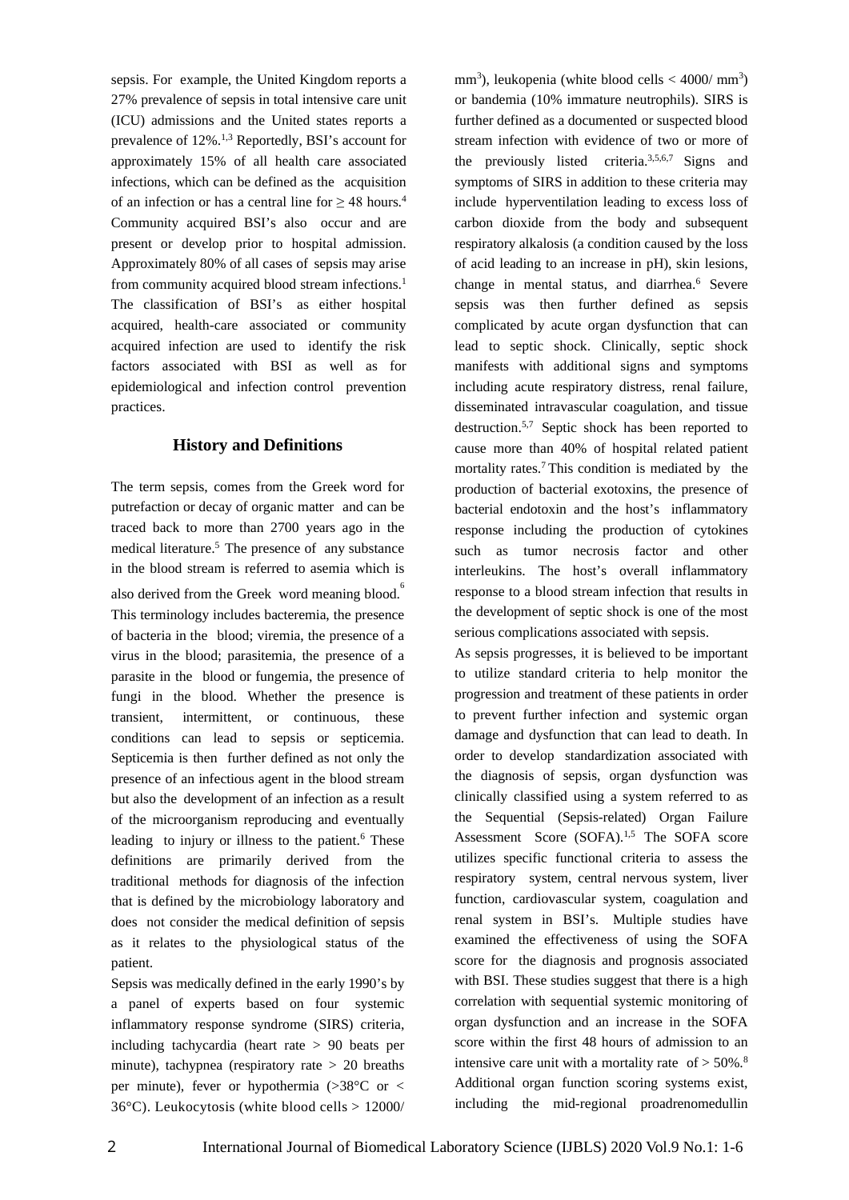sepsis. For example, the United Kingdom reports a 27% prevalence of sepsis in total intensive care unit (ICU) admissions and the United states reports a prevalence of 12%.[1,3] Reportedly, BSI's account for approximately 15% of all health care associated infections, which can be defined as the acquisition of an infection or has a central line for ≥ 48 hours.[4] Community acquired BSI's also occur and are present or develop prior to hospital admission. Approximately 80% of all cases of sepsis may arise from community acquired blood stream infections.[1] The classification of BSI's as either hospital acquired, health-care associated or community acquired infection are used to identify the risk factors associated with BSI as well as for epidemiological and infection control prevention practices.

## History and Definitions

The term sepsis, comes from the Greek word for putrefaction or decay of organic matter and can be traced back to more than 2700 years ago in the medical literature.[5] The presence of any substance in the blood stream is referred to asemia which is also derived from the Greek word meaning blood.[6] This terminology includes bacteremia, the presence of bacteria in the blood; viremia, the presence of a virus in the blood; parasitemia, the presence of a parasite in the blood or fungemia, the presence of fungi in the blood. Whether the presence is transient, intermittent, or continuous, these conditions can lead to sepsis or septicemia. Septicemia is then further defined as not only the presence of an infectious agent in the blood stream but also the development of an infection as a result of the microorganism reproducing and eventually leading to injury or illness to the patient.[6] These definitions are primarily derived from the traditional methods for diagnosis of the infection that is defined by the microbiology laboratory and does not consider the medical definition of sepsis as it relates to the physiological status of the patient.

Sepsis was medically defined in the early 1990's by a panel of experts based on four systemic inflammatory response syndrome (SIRS) criteria, including tachycardia (heart rate > 90 beats per minute), tachypnea (respiratory rate > 20 breaths per minute), fever or hypothermia (>38°C or < 36°C). Leukocytosis (white blood cells > 12000/ $mm^3$), leukopenia (white blood cells < 4000/ $mm^3$) or bandemia (10% immature neutrophils). SIRS is further defined as a documented or suspected blood stream infection with evidence of two or more of the previously listed criteria.[3,5,6,7] Signs and symptoms of SIRS in addition to these criteria may include hyperventilation leading to excess loss of carbon dioxide from the body and subsequent respiratory alkalosis (a condition caused by the loss of acid leading to an increase in pH), skin lesions, change in mental status, and diarrhea.[6] Severe sepsis was then further defined as sepsis complicated by acute organ dysfunction that can lead to septic shock. Clinically, septic shock manifests with additional signs and symptoms including acute respiratory distress, renal failure, disseminated intravascular coagulation, and tissue destruction.[5,7] Septic shock has been reported to cause more than 40% of hospital related patient mortality rates.[7] This condition is mediated by the production of bacterial exotoxins, the presence of bacterial endotoxin and the host's inflammatory response including the production of cytokines such as tumor necrosis factor and other interleukins. The host's overall inflammatory response to a blood stream infection that results in the development of septic shock is one of the most serious complications associated with sepsis.

As sepsis progresses, it is believed to be important to utilize standard criteria to help monitor the progression and treatment of these patients in order to prevent further infection and systemic organ damage and dysfunction that can lead to death. In order to develop standardization associated with the diagnosis of sepsis, organ dysfunction was clinically classified using a system referred to as the Sequential (Sepsis-related) Organ Failure Assessment Score (SOFA).[1,5] The SOFA score utilizes specific functional criteria to assess the respiratory system, central nervous system, liver function, cardiovascular system, coagulation and renal system in BSI's. Multiple studies have examined the effectiveness of using the SOFA score for the diagnosis and prognosis associated with BSI. These studies suggest that there is a high correlation with sequential systemic monitoring of organ dysfunction and an increase in the SOFA score within the first 48 hours of admission to an intensive care unit with a mortality rate of > 50%.[8] Additional organ function scoring systems exist, including the mid-regional proadrenomedullin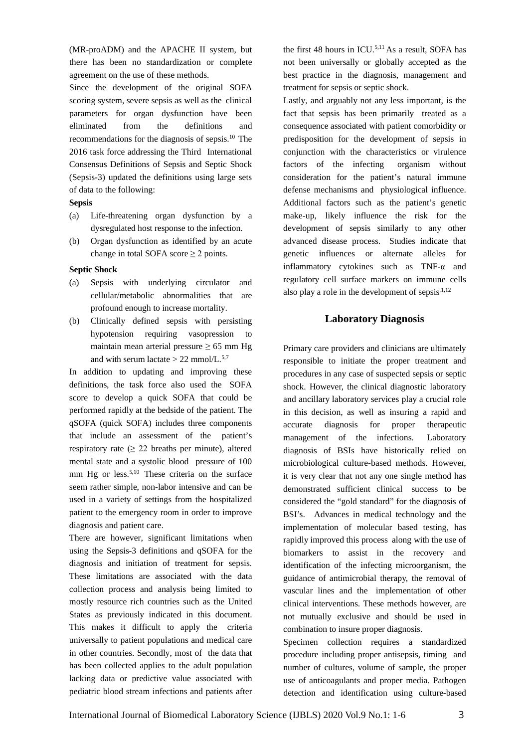(MR-proADM) and the APACHE II system, but there has been no standardization or complete agreement on the use of these methods.

Since the development of the original SOFA scoring system, severe sepsis as well as the clinical parameters for organ dysfunction have been eliminated from the definitions and recommendations for the diagnosis of sepsis.[10] The 2016 task force addressing the Third International Consensus Definitions of Sepsis and Septic Shock (Sepsis-3) updated the definitions using large sets of data to the following:

**Sepsis**

(a) Life-threatening organ dysfunction by a dysregulated host response to the infection.

(b) Organ dysfunction as identified by an acute change in total SOFA score ≥ 2 points.

**Septic Shock**

(a) Sepsis with underlying circulator and cellular/metabolic abnormalities that are profound enough to increase mortality.

(b) Clinically defined sepsis with persisting hypotension requiring vasopression to maintain mean arterial pressure ≥ 65 mm Hg and with serum lactate > 22 mmol/L.[5,7]

In addition to updating and improving these definitions, the task force also used the SOFA score to develop a quick SOFA that could be performed rapidly at the bedside of the patient. The qSOFA (quick SOFA) includes three components that include an assessment of the patient's respiratory rate (≥ 22 breaths per minute), altered mental state and a systolic blood pressure of 100 mm Hg or less.[5,10] These criteria on the surface seem rather simple, non-labor intensive and can be used in a variety of settings from the hospitalized patient to the emergency room in order to improve diagnosis and patient care.

There are however, significant limitations when using the Sepsis-3 definitions and qSOFA for the diagnosis and initiation of treatment for sepsis. These limitations are associated with the data collection process and analysis being limited to mostly resource rich countries such as the United States as previously indicated in this document. This makes it difficult to apply the criteria universally to patient populations and medical care in other countries. Secondly, most of the data that has been collected applies to the adult population lacking data or predictive value associated with pediatric blood stream infections and patients after the first 48 hours in ICU.[5,11] As a result, SOFA has not been universally or globally accepted as the best practice in the diagnosis, management and treatment for sepsis or septic shock.

Lastly, and arguably not any less important, is the fact that sepsis has been primarily treated as a consequence associated with patient comorbidity or predisposition for the development of sepsis in conjunction with the characteristics or virulence factors of the infecting organism without consideration for the patient's natural immune defense mechanisms and physiological influence. Additional factors such as the patient's genetic make-up, likely influence the risk for the development of sepsis similarly to any other advanced disease process. Studies indicate that genetic influences or alternate alleles for inflammatory cytokines such as TNF-α and regulatory cell surface markers on immune cells also play a role in the development of sepsis.[1,12]

## Laboratory Diagnosis

Primary care providers and clinicians are ultimately responsible to initiate the proper treatment and procedures in any case of suspected sepsis or septic shock. However, the clinical diagnostic laboratory and ancillary laboratory services play a crucial role in this decision, as well as insuring a rapid and accurate diagnosis for proper therapeutic management of the infections. Laboratory diagnosis of BSIs have historically relied on microbiological culture-based methods. However, it is very clear that not any one single method has demonstrated sufficient clinical success to be considered the "gold standard" for the diagnosis of BSI's. Advances in medical technology and the implementation of molecular based testing, has rapidly improved this process along with the use of biomarkers to assist in the recovery and identification of the infecting microorganism, the guidance of antimicrobial therapy, the removal of vascular lines and the implementation of other clinical interventions. These methods however, are not mutually exclusive and should be used in combination to insure proper diagnosis.

Specimen collection requires a standardized procedure including proper antisepsis, timing and number of cultures, volume of sample, the proper use of anticoagulants and proper media. Pathogen detection and identification using culture-based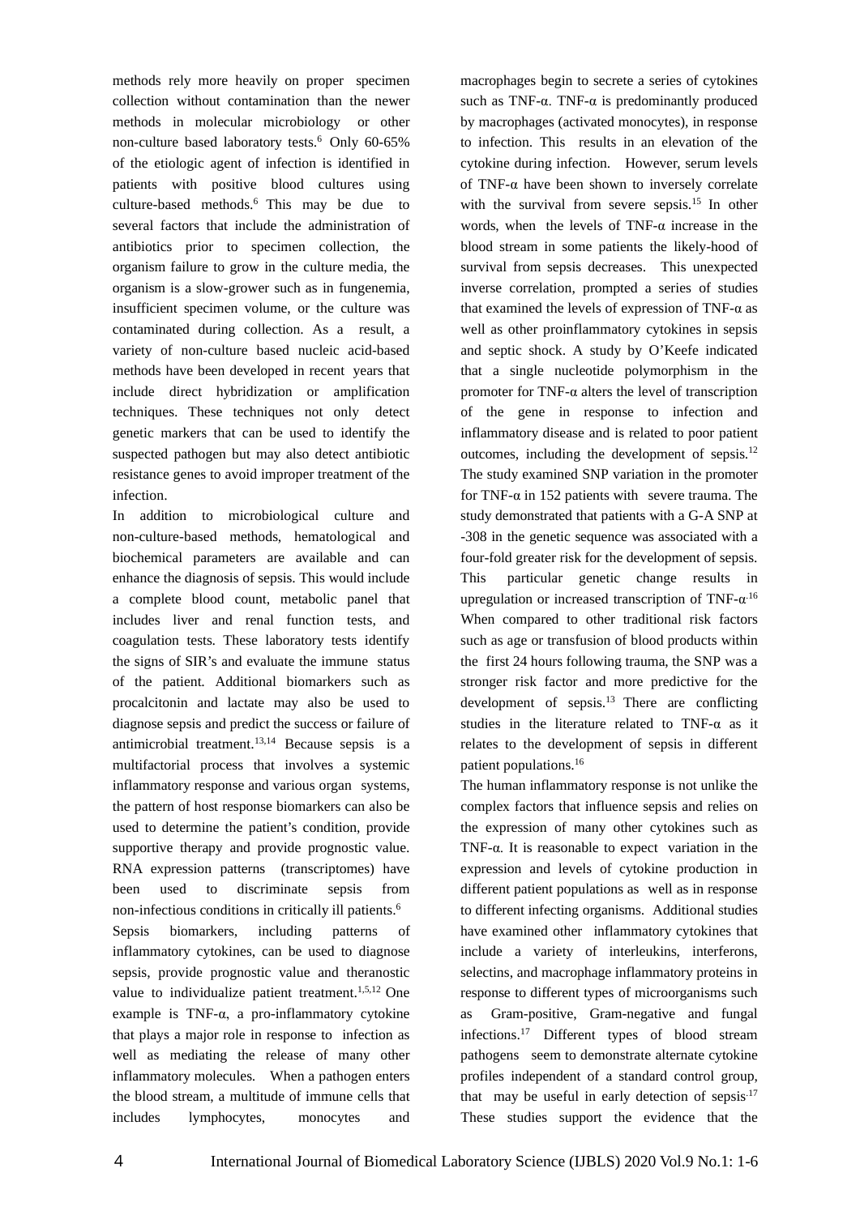methods rely more heavily on proper specimen collection without contamination than the newer methods in molecular microbiology or other non-culture based laboratory tests.[6] Only 60-65% of the etiologic agent of infection is identified in patients with positive blood cultures using culture-based methods.[6] This may be due to several factors that include the administration of antibiotics prior to specimen collection, the organism failure to grow in the culture media, the organism is a slow-grower such as in fungenemia, insufficient specimen volume, or the culture was contaminated during collection. As a result, a variety of non-culture based nucleic acid-based methods have been developed in recent years that include direct hybridization or amplification techniques. These techniques not only detect genetic markers that can be used to identify the suspected pathogen but may also detect antibiotic resistance genes to avoid improper treatment of the infection.

In addition to microbiological culture and non-culture-based methods, hematological and biochemical parameters are available and can enhance the diagnosis of sepsis. This would include a complete blood count, metabolic panel that includes liver and renal function tests, and coagulation tests. These laboratory tests identify the signs of SIR's and evaluate the immune status of the patient. Additional biomarkers such as procalcitonin and lactate may also be used to diagnose sepsis and predict the success or failure of antimicrobial treatment.[13,14] Because sepsis is a multifactorial process that involves a systemic inflammatory response and various organ systems, the pattern of host response biomarkers can also be used to determine the patient's condition, provide supportive therapy and provide prognostic value. RNA expression patterns (transcriptomes) have been used to discriminate sepsis from non-infectious conditions in critically ill patients.[6]

Sepsis biomarkers, including patterns of inflammatory cytokines, can be used to diagnose sepsis, provide prognostic value and theranostic value to individualize patient treatment.[1,5,12] One example is TNF-α, a pro-inflammatory cytokine that plays a major role in response to infection as well as mediating the release of many other inflammatory molecules. When a pathogen enters the blood stream, a multitude of immune cells that includes lymphocytes, monocytes and macrophages begin to secrete a series of cytokines such as TNF-α. TNF-α is predominantly produced by macrophages (activated monocytes), in response to infection. This results in an elevation of the cytokine during infection. However, serum levels of TNF-α have been shown to inversely correlate with the survival from severe sepsis.[15] In other words, when the levels of TNF-α increase in the blood stream in some patients the likely-hood of survival from sepsis decreases. This unexpected inverse correlation, prompted a series of studies that examined the levels of expression of TNF-α as well as other proinflammatory cytokines in sepsis and septic shock. A study by O'Keefe indicated that a single nucleotide polymorphism in the promoter for TNF-α alters the level of transcription of the gene in response to infection and inflammatory disease and is related to poor patient outcomes, including the development of sepsis.[12] The study examined SNP variation in the promoter for TNF-α in 152 patients with severe trauma. The study demonstrated that patients with a G-A SNP at -308 in the genetic sequence was associated with a four-fold greater risk for the development of sepsis. This particular genetic change results in upregulation or increased transcription of TNF-α.[16] When compared to other traditional risk factors such as age or transfusion of blood products within the first 24 hours following trauma, the SNP was a stronger risk factor and more predictive for the development of sepsis.[13] There are conflicting studies in the literature related to TNF-α as it relates to the development of sepsis in different patient populations.[16]

The human inflammatory response is not unlike the complex factors that influence sepsis and relies on the expression of many other cytokines such as TNF-α. It is reasonable to expect variation in the expression and levels of cytokine production in different patient populations as well as in response to different infecting organisms. Additional studies have examined other inflammatory cytokines that include a variety of interleukins, interferons, selectins, and macrophage inflammatory proteins in response to different types of microorganisms such as Gram-positive, Gram-negative and fungal infections.[17] Different types of blood stream pathogens seem to demonstrate alternate cytokine profiles independent of a standard control group, that may be useful in early detection of sepsis.[17] These studies support the evidence that the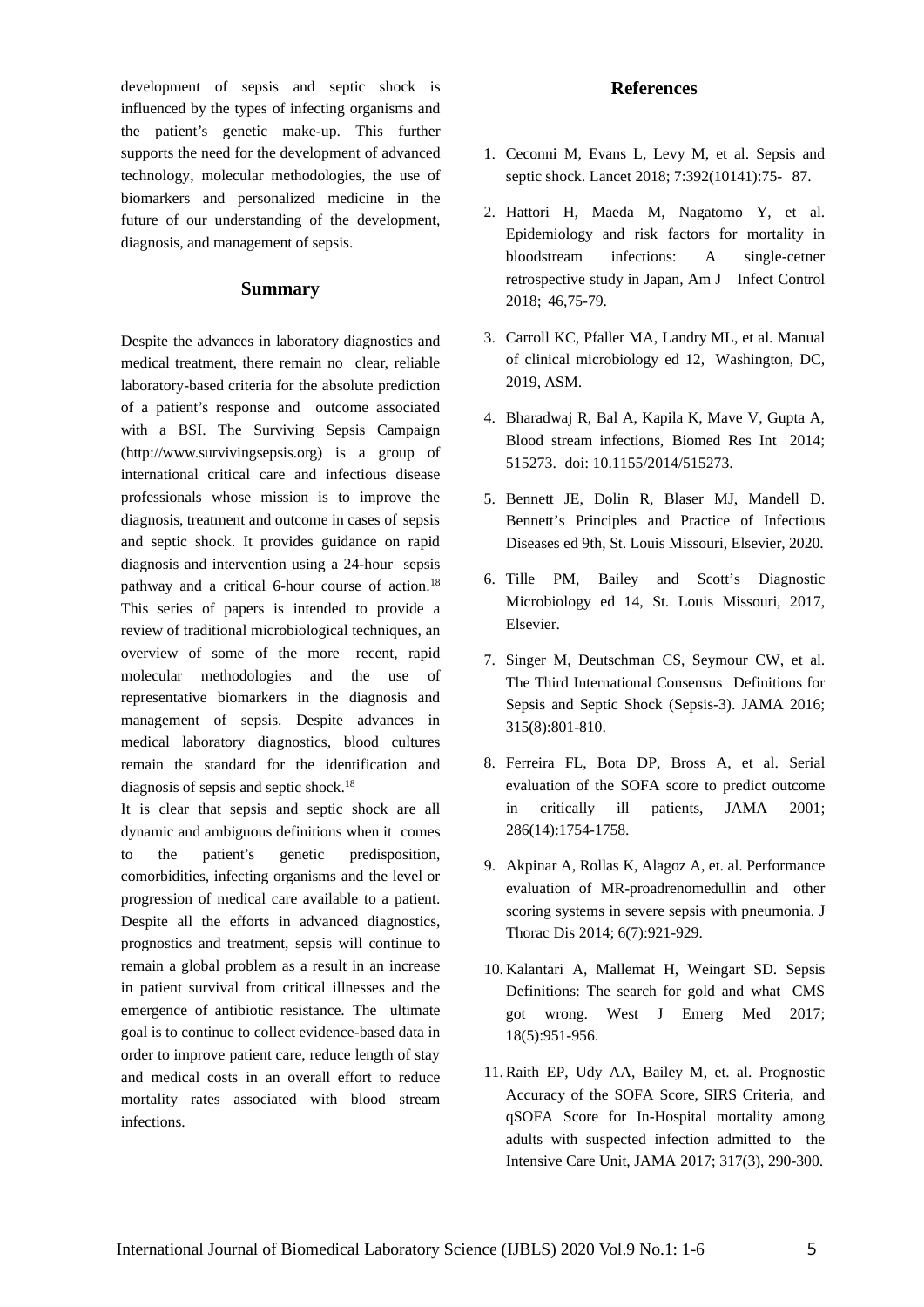development of sepsis and septic shock is influenced by the types of infecting organisms and the patient's genetic make-up. This further supports the need for the development of advanced technology, molecular methodologies, the use of biomarkers and personalized medicine in the future of our understanding of the development, diagnosis, and management of sepsis.

## Summary

Despite the advances in laboratory diagnostics and medical treatment, there remain no clear, reliable laboratory-based criteria for the absolute prediction of a patient's response and outcome associated with a BSI. The Surviving Sepsis Campaign (http://www.survivingsepsis.org) is a group of international critical care and infectious disease professionals whose mission is to improve the diagnosis, treatment and outcome in cases of sepsis and septic shock. It provides guidance on rapid diagnosis and intervention using a 24-hour sepsis pathway and a critical 6-hour course of action.[18] This series of papers is intended to provide a review of traditional microbiological techniques, an overview of some of the more recent, rapid molecular methodologies and the use of representative biomarkers in the diagnosis and management of sepsis. Despite advances in medical laboratory diagnostics, blood cultures remain the standard for the identification and diagnosis of sepsis and septic shock.[18]

It is clear that sepsis and septic shock are all dynamic and ambiguous definitions when it comes to the patient's genetic predisposition, comorbidities, infecting organisms and the level or progression of medical care available to a patient. Despite all the efforts in advanced diagnostics, prognostics and treatment, sepsis will continue to remain a global problem as a result in an increase in patient survival from critical illnesses and the emergence of antibiotic resistance. The ultimate goal is to continue to collect evidence-based data in order to improve patient care, reduce length of stay and medical costs in an overall effort to reduce mortality rates associated with blood stream infections.

## References

1. Ceconni M, Evans L, Levy M, et al. Sepsis and septic shock. Lancet 2018; 7:392(10141):75- 87.
2. Hattori H, Maeda M, Nagatomo Y, et al. Epidemiology and risk factors for mortality in bloodstream infections: A single-cetner retrospective study in Japan, Am J Infect Control 2018; 46,75-79.
3. Carroll KC, Pfaller MA, Landry ML, et al. Manual of clinical microbiology ed 12, Washington, DC, 2019, ASM.
4. Bharadwaj R, Bal A, Kapila K, Mave V, Gupta A, Blood stream infections, Biomed Res Int 2014; 515273. doi: 10.1155/2014/515273.
5. Bennett JE, Dolin R, Blaser MJ, Mandell D. Bennett's Principles and Practice of Infectious Diseases ed 9th, St. Louis Missouri, Elsevier, 2020.
6. Tille PM, Bailey and Scott's Diagnostic Microbiology ed 14, St. Louis Missouri, 2017, Elsevier.
7. Singer M, Deutschman CS, Seymour CW, et al. The Third International Consensus Definitions for Sepsis and Septic Shock (Sepsis-3). JAMA 2016; 315(8):801-810.
8. Ferreira FL, Bota DP, Bross A, et al. Serial evaluation of the SOFA score to predict outcome in critically ill patients, JAMA 2001; 286(14):1754-1758.
9. Akpinar A, Rollas K, Alagoz A, et. al. Performance evaluation of MR-proadrenomedullin and other scoring systems in severe sepsis with pneumonia. J Thorac Dis 2014; 6(7):921-929.
10. Kalantari A, Mallemat H, Weingart SD. Sepsis Definitions: The search for gold and what CMS got wrong. West J Emerg Med 2017; 18(5):951-956.
11. Raith EP, Udy AA, Bailey M, et. al. Prognostic Accuracy of the SOFA Score, SIRS Criteria, and qSOFA Score for In-Hospital mortality among adults with suspected infection admitted to the Intensive Care Unit, JAMA 2017; 317(3), 290-300.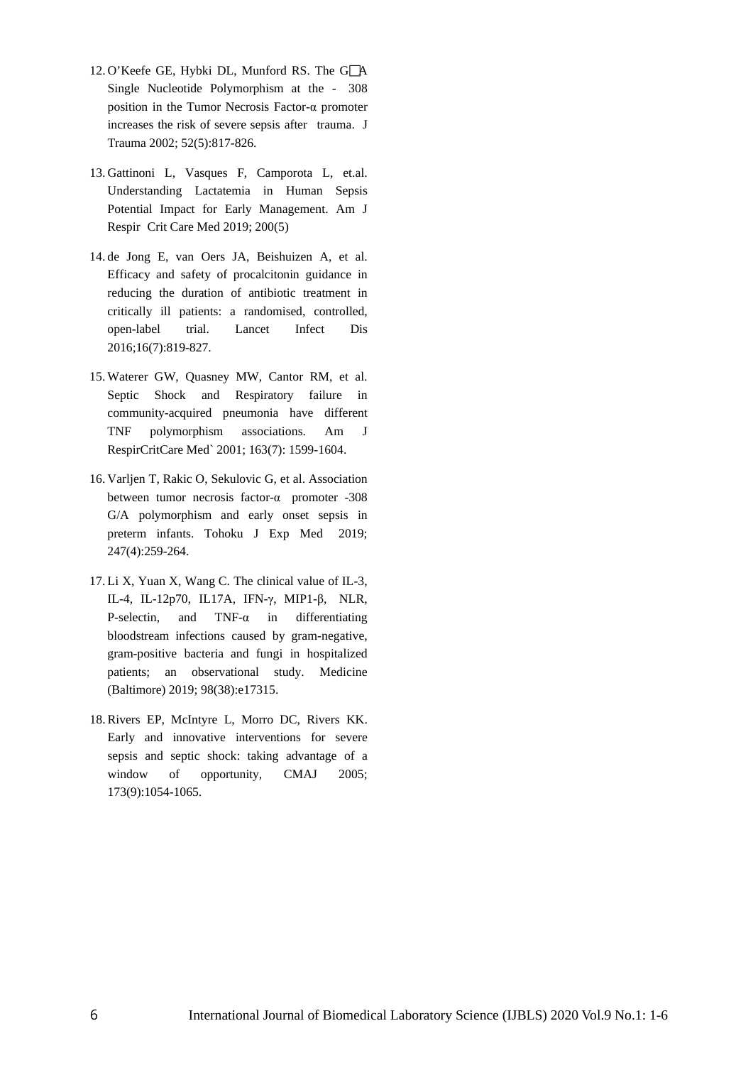12. O'Keefe GE, Hybki DL, Munford RS. The G□A Single Nucleotide Polymorphism at the - 308 position in the Tumor Necrosis Factor-α promoter increases the risk of severe sepsis after trauma. J Trauma 2002; 52(5):817-826.

13. Gattinoni L, Vasques F, Camporota L, et.al. Understanding Lactatemia in Human Sepsis Potential Impact for Early Management. Am J Respir Crit Care Med 2019; 200(5)

14. de Jong E, van Oers JA, Beishuizen A, et al. Efficacy and safety of procalcitonin guidance in reducing the duration of antibiotic treatment in critically ill patients: a randomised, controlled, open-label trial. Lancet Infect Dis 2016;16(7):819-827.

15. Waterer GW, Quasney MW, Cantor RM, et al. Septic Shock and Respiratory failure in community-acquired pneumonia have different TNF polymorphism associations. Am J RespirCritCare Med` 2001; 163(7): 1599-1604.

16. Varljen T, Rakic O, Sekulovic G, et al. Association between tumor necrosis factor-α promoter -308 G/A polymorphism and early onset sepsis in preterm infants. Tohoku J Exp Med 2019; 247(4):259-264.

17. Li X, Yuan X, Wang C. The clinical value of IL-3, IL-4, IL-12p70, IL17A, IFN-γ, MIP1-β, NLR, P-selectin, and TNF-α in differentiating bloodstream infections caused by gram-negative, gram-positive bacteria and fungi in hospitalized patients; an observational study. Medicine (Baltimore) 2019; 98(38):e17315.

18. Rivers EP, McIntyre L, Morro DC, Rivers KK. Early and innovative interventions for severe sepsis and septic shock: taking advantage of a window of opportunity, CMAJ 2005; 173(9):1054-1065.